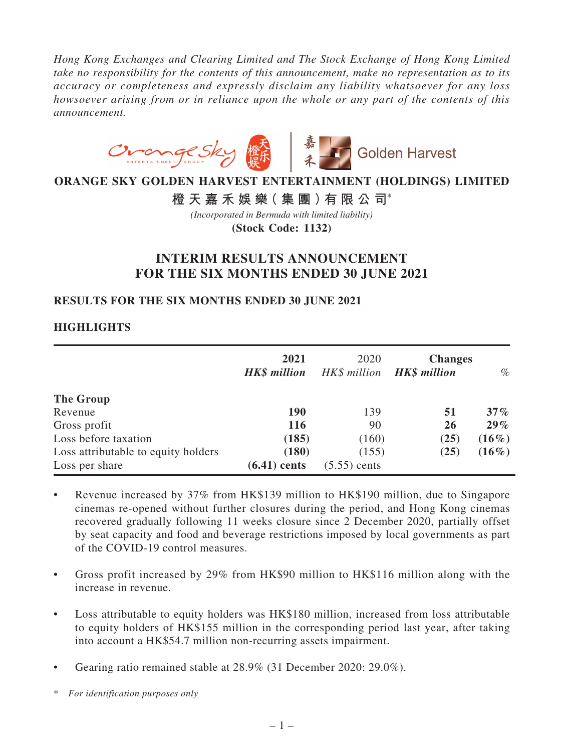*Hong Kong Exchanges and Clearing Limited and The Stock Exchange of Hong Kong Limited take no responsibility for the contents of this announcement, make no representation as to its accuracy or completeness and expressly disclaim any liability whatsoever for any loss howsoever arising from or in reliance upon the whole or any part of the contents of this announcement.*

# ORANGE SKY GOLDEN HARVEST ENTERTAINMENT (HOLDINGS) LIMITED

# 橙天嘉禾娛樂（集團）有限公司*

*(Incorporated in Bermuda with limited liability)*

**(Stock Code: 1132)**

## INTERIM RESULTS ANNOUNCEMENT FOR THE SIX MONTHS ENDED 30 JUNE 2021

### RESULTS FOR THE SIX MONTHS ENDED 30 JUNE 2021

### HIGHLIGHTS

| | **2021** | 2020 | **Changes** | |
|---|---|---|---|---|
| | ***HK$ million*** | *HK$ million* | ***HK$ million*** | *%* |
| **The Group** | | | | |
| Revenue | **190** | 139 | **51** | **37%** |
| Gross profit | **116** | 90 | **26** | **29%** |
| Loss before taxation | **(185)** | (160) | **(25)** | **(16%)** |
| Loss attributable to equity holders | **(180)** | (155) | **(25)** | **(16%)** |
| Loss per share | **(6.41) cents** | (5.55) cents | | |

- Revenue increased by 37% from HK$139 million to HK$190 million, due to Singapore cinemas re-opened without further closures during the period, and Hong Kong cinemas recovered gradually following 11 weeks closure since 2 December 2020, partially offset by seat capacity and food and beverage restrictions imposed by local governments as part of the COVID-19 control measures.

- Gross profit increased by 29% from HK$90 million to HK$116 million along with the increase in revenue.

- Loss attributable to equity holders was HK$180 million, increased from loss attributable to equity holders of HK$155 million in the corresponding period last year, after taking into account a HK$54.7 million non-recurring assets impairment.

- Gearing ratio remained stable at 28.9% (31 December 2020: 29.0%).

\* *For identification purposes only*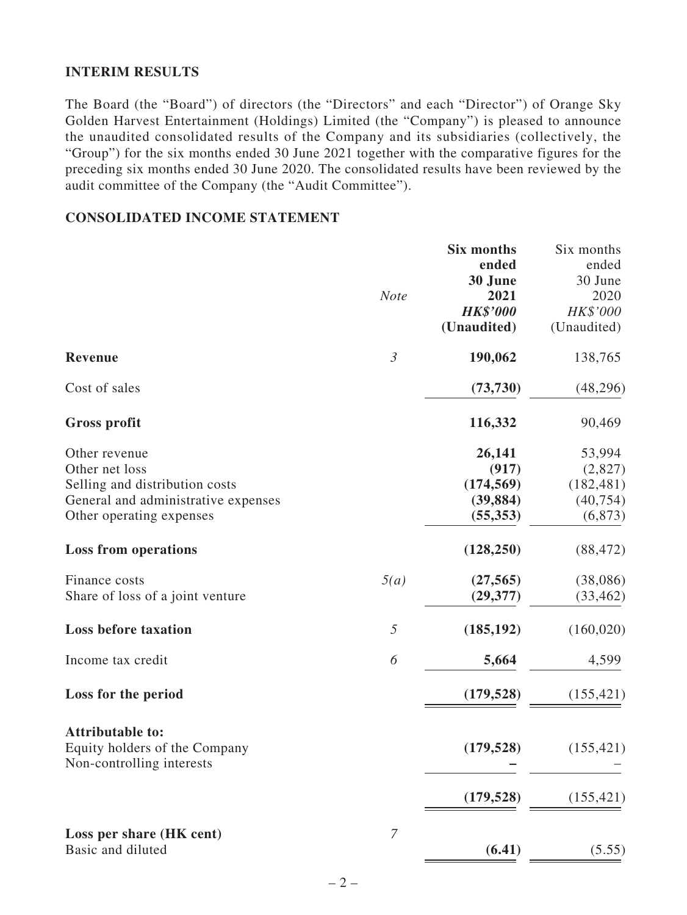## INTERIM RESULTS

The Board (the "Board") of directors (the "Directors" and each "Director") of Orange Sky Golden Harvest Entertainment (Holdings) Limited (the "Company") is pleased to announce the unaudited consolidated results of the Company and its subsidiaries (collectively, the "Group") for the six months ended 30 June 2021 together with the comparative figures for the preceding six months ended 30 June 2020. The consolidated results have been reviewed by the audit committee of the Company (the "Audit Committee").

## CONSOLIDATED INCOME STATEMENT

| | *Note* | **Six months ended 30 June 2021** ***HK$'000*** **(Unaudited)** | Six months ended 30 June 2020 *HK$'000* (Unaudited) |
|---|---|---|---|
| **Revenue** | *3* | **190,062** | 138,765 |
| Cost of sales | | **(73,730)** | (48,296) |
| **Gross profit** | | **116,332** | 90,469 |
| Other revenue | | **26,141** | 53,994 |
| Other net loss | | **(917)** | (2,827) |
| Selling and distribution costs | | **(174,569)** | (182,481) |
| General and administrative expenses | | **(39,884)** | (40,754) |
| Other operating expenses | | **(55,353)** | (6,873) |
| **Loss from operations** | | **(128,250)** | (88,472) |
| Finance costs | *5(a)* | **(27,565)** | (38,086) |
| Share of loss of a joint venture | | **(29,377)** | (33,462) |
| **Loss before taxation** | *5* | **(185,192)** | (160,020) |
| Income tax credit | *6* | **5,664** | 4,599 |
| **Loss for the period** | | **(179,528)** | (155,421) |
| **Attributable to:** | | | |
| Equity holders of the Company | | **(179,528)** | (155,421) |
| Non-controlling interests | | **–** | – |
| | | **(179,528)** | (155,421) |
| **Loss per share (HK cent)** | *7* | | |
| Basic and diluted | | **(6.41)** | (5.55) |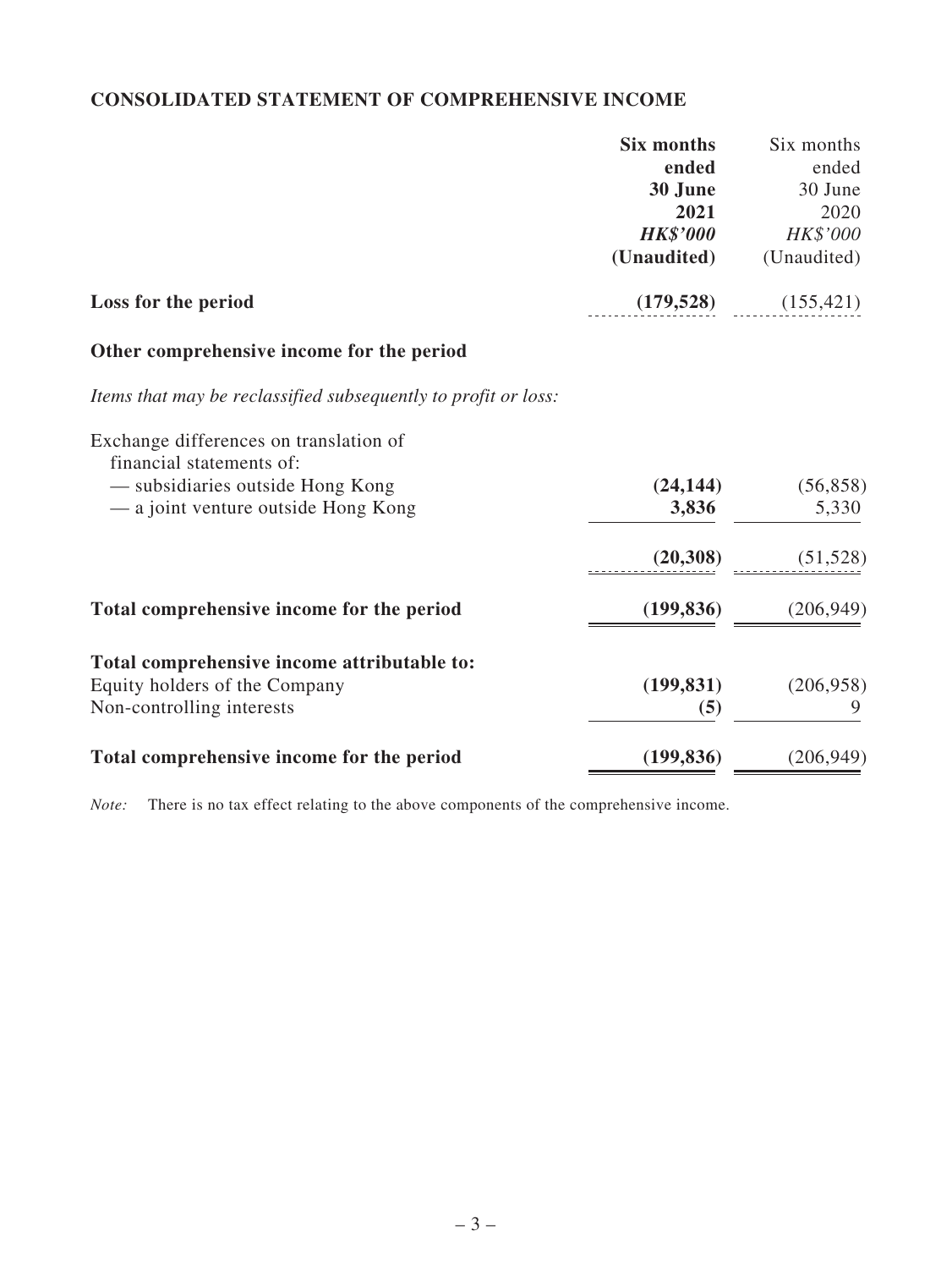## CONSOLIDATED STATEMENT OF COMPREHENSIVE INCOME

| | **Six months ended 30 June 2021** | Six months ended 30 June 2020 |
|---|---|---|
| | ***HK$'000*** | *HK$'000* |
| | **(Unaudited)** | (Unaudited) |
| **Loss for the period** | **(179,528)** | (155,421) |
| **Other comprehensive income for the period** | | |
| *Items that may be reclassified subsequently to profit or loss:* | | |
| Exchange differences on translation of financial statements of: | | |
| — subsidiaries outside Hong Kong | **(24,144)** | (56,858) |
| — a joint venture outside Hong Kong | **3,836** | 5,330 |
| | **(20,308)** | (51,528) |
| **Total comprehensive income for the period** | **(199,836)** | (206,949) |
| **Total comprehensive income attributable to:** | | |
| Equity holders of the Company | **(199,831)** | (206,958) |
| Non-controlling interests | **(5)** | 9 |
| **Total comprehensive income for the period** | **(199,836)** | (206,949) |

*Note:* There is no tax effect relating to the above components of the comprehensive income.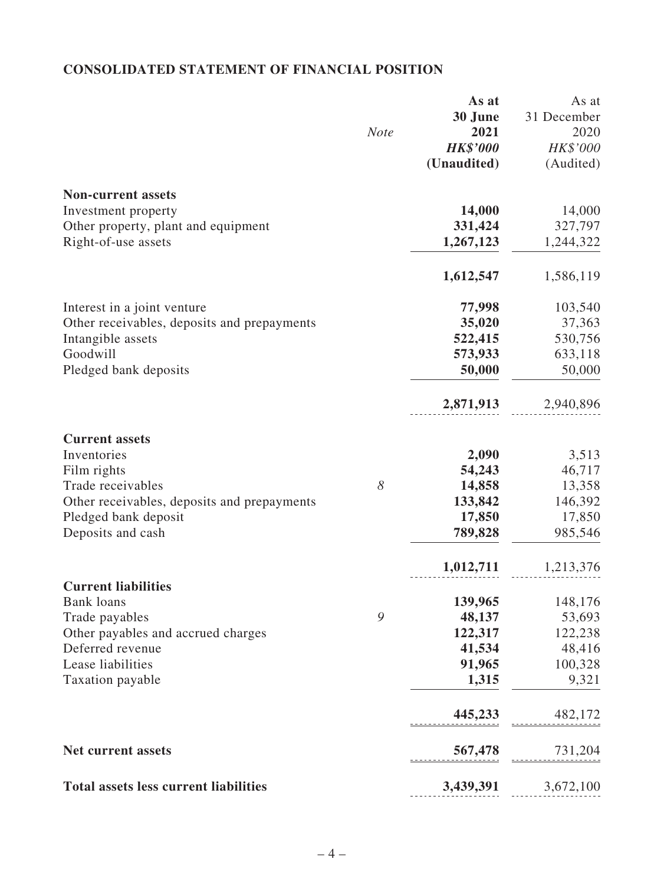## CONSOLIDATED STATEMENT OF FINANCIAL POSITION

| | Note | As at 30 June 2021 HK$'000 (Unaudited) | As at 31 December 2020 HK$'000 (Audited) |
|---|---|---|---|
| **Non-current assets** | | | |
| Investment property | | **14,000** | 14,000 |
| Other property, plant and equipment | | **331,424** | 327,797 |
| Right-of-use assets | | **1,267,123** | 1,244,322 |
| | | **1,612,547** | 1,586,119 |
| Interest in a joint venture | | **77,998** | 103,540 |
| Other receivables, deposits and prepayments | | **35,020** | 37,363 |
| Intangible assets | | **522,415** | 530,756 |
| Goodwill | | **573,933** | 633,118 |
| Pledged bank deposits | | **50,000** | 50,000 |
| | | **2,871,913** | 2,940,896 |
| **Current assets** | | | |
| Inventories | | **2,090** | 3,513 |
| Film rights | | **54,243** | 46,717 |
| Trade receivables | *8* | **14,858** | 13,358 |
| Other receivables, deposits and prepayments | | **133,842** | 146,392 |
| Pledged bank deposit | | **17,850** | 17,850 |
| Deposits and cash | | **789,828** | 985,546 |
| | | **1,012,711** | 1,213,376 |
| **Current liabilities** | | | |
| Bank loans | | **139,965** | 148,176 |
| Trade payables | *9* | **48,137** | 53,693 |
| Other payables and accrued charges | | **122,317** | 122,238 |
| Deferred revenue | | **41,534** | 48,416 |
| Lease liabilities | | **91,965** | 100,328 |
| Taxation payable | | **1,315** | 9,321 |
| | | **445,233** | 482,172 |
| **Net current assets** | | **567,478** | 731,204 |
| **Total assets less current liabilities** | | **3,439,391** | 3,672,100 |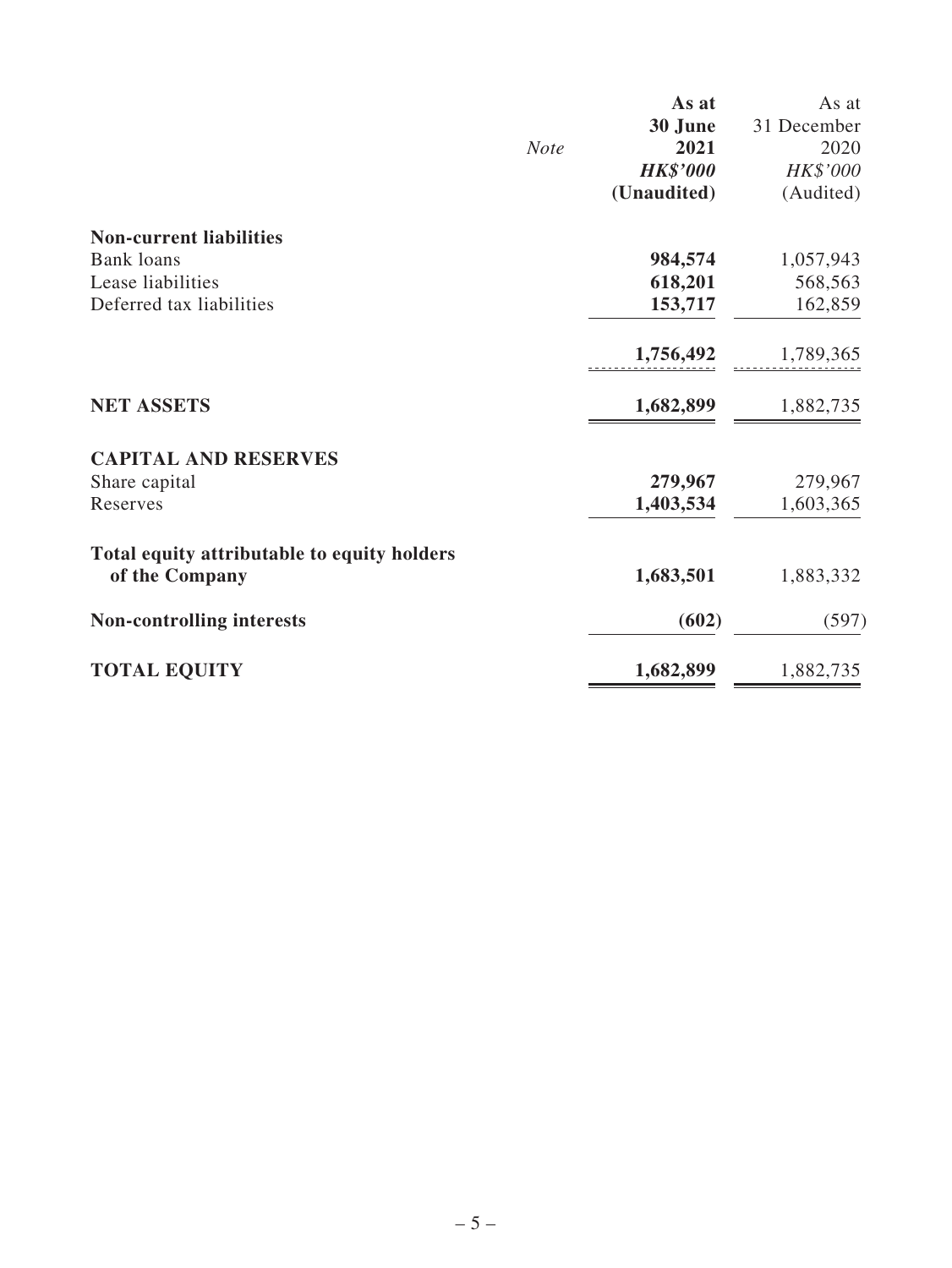| | Note | As at 30 June 2021 HK$'000 (Unaudited) | As at 31 December 2020 HK$'000 (Audited) |
|---|---|---|---|
| **Non-current liabilities** | | | |
| Bank loans | | **984,574** | 1,057,943 |
| Lease liabilities | | **618,201** | 568,563 |
| Deferred tax liabilities | | **153,717** | 162,859 |
| | | **1,756,492** | 1,789,365 |
| **NET ASSETS** | | **1,682,899** | 1,882,735 |
| **CAPITAL AND RESERVES** | | | |
| Share capital | | **279,967** | 279,967 |
| Reserves | | **1,403,534** | 1,603,365 |
| **Total equity attributable to equity holders of the Company** | | **1,683,501** | 1,883,332 |
| **Non-controlling interests** | | **(602)** | (597) |
| **TOTAL EQUITY** | | **1,682,899** | 1,882,735 |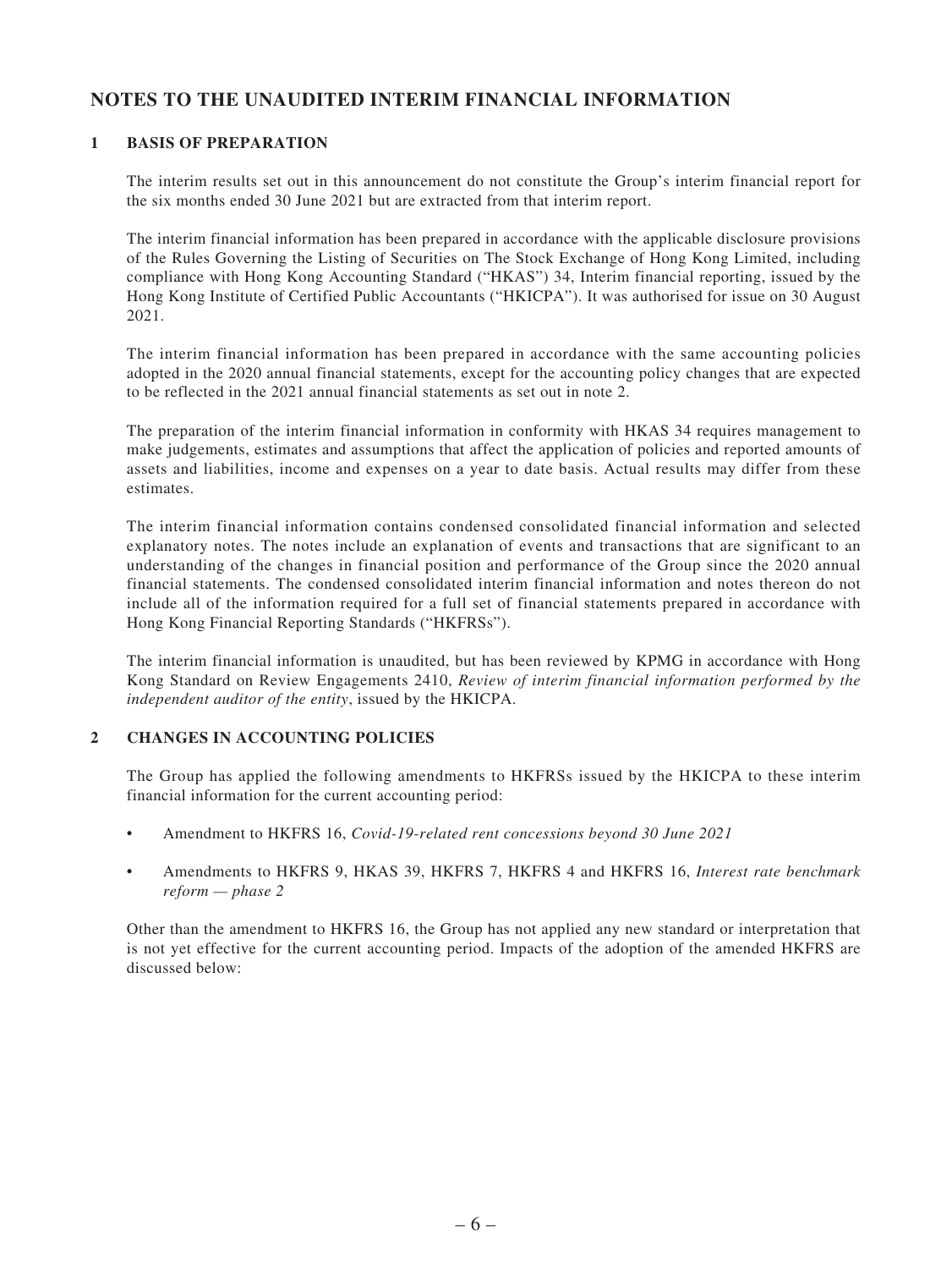# NOTES TO THE UNAUDITED INTERIM FINANCIAL INFORMATION

## 1 BASIS OF PREPARATION

The interim results set out in this announcement do not constitute the Group's interim financial report for the six months ended 30 June 2021 but are extracted from that interim report.

The interim financial information has been prepared in accordance with the applicable disclosure provisions of the Rules Governing the Listing of Securities on The Stock Exchange of Hong Kong Limited, including compliance with Hong Kong Accounting Standard ("HKAS") 34, Interim financial reporting, issued by the Hong Kong Institute of Certified Public Accountants ("HKICPA"). It was authorised for issue on 30 August 2021.

The interim financial information has been prepared in accordance with the same accounting policies adopted in the 2020 annual financial statements, except for the accounting policy changes that are expected to be reflected in the 2021 annual financial statements as set out in note 2.

The preparation of the interim financial information in conformity with HKAS 34 requires management to make judgements, estimates and assumptions that affect the application of policies and reported amounts of assets and liabilities, income and expenses on a year to date basis. Actual results may differ from these estimates.

The interim financial information contains condensed consolidated financial information and selected explanatory notes. The notes include an explanation of events and transactions that are significant to an understanding of the changes in financial position and performance of the Group since the 2020 annual financial statements. The condensed consolidated interim financial information and notes thereon do not include all of the information required for a full set of financial statements prepared in accordance with Hong Kong Financial Reporting Standards ("HKFRSs").

The interim financial information is unaudited, but has been reviewed by KPMG in accordance with Hong Kong Standard on Review Engagements 2410, *Review of interim financial information performed by the independent auditor of the entity*, issued by the HKICPA.

## 2 CHANGES IN ACCOUNTING POLICIES

The Group has applied the following amendments to HKFRSs issued by the HKICPA to these interim financial information for the current accounting period:

- Amendment to HKFRS 16, *Covid-19-related rent concessions beyond 30 June 2021*
- Amendments to HKFRS 9, HKAS 39, HKFRS 7, HKFRS 4 and HKFRS 16, *Interest rate benchmark reform — phase 2*

Other than the amendment to HKFRS 16, the Group has not applied any new standard or interpretation that is not yet effective for the current accounting period. Impacts of the adoption of the amended HKFRS are discussed below: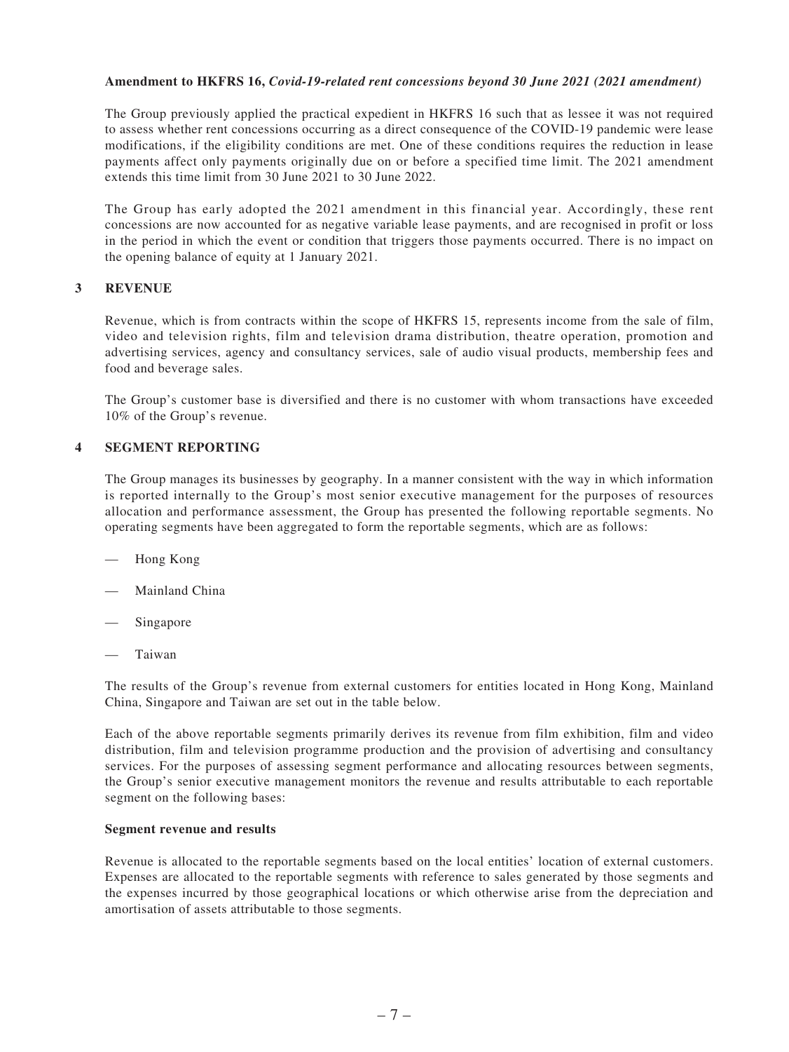**Amendment to HKFRS 16, *Covid-19-related rent concessions beyond 30 June 2021 (2021 amendment)***

The Group previously applied the practical expedient in HKFRS 16 such that as lessee it was not required to assess whether rent concessions occurring as a direct consequence of the COVID-19 pandemic were lease modifications, if the eligibility conditions are met. One of these conditions requires the reduction in lease payments affect only payments originally due on or before a specified time limit. The 2021 amendment extends this time limit from 30 June 2021 to 30 June 2022.

The Group has early adopted the 2021 amendment in this financial year. Accordingly, these rent concessions are now accounted for as negative variable lease payments, and are recognised in profit or loss in the period in which the event or condition that triggers those payments occurred. There is no impact on the opening balance of equity at 1 January 2021.

## 3 REVENUE

Revenue, which is from contracts within the scope of HKFRS 15, represents income from the sale of film, video and television rights, film and television drama distribution, theatre operation, promotion and advertising services, agency and consultancy services, sale of audio visual products, membership fees and food and beverage sales.

The Group's customer base is diversified and there is no customer with whom transactions have exceeded 10% of the Group's revenue.

## 4 SEGMENT REPORTING

The Group manages its businesses by geography. In a manner consistent with the way in which information is reported internally to the Group's most senior executive management for the purposes of resources allocation and performance assessment, the Group has presented the following reportable segments. No operating segments have been aggregated to form the reportable segments, which are as follows:

- Hong Kong
- Mainland China
- Singapore
- Taiwan

The results of the Group's revenue from external customers for entities located in Hong Kong, Mainland China, Singapore and Taiwan are set out in the table below.

Each of the above reportable segments primarily derives its revenue from film exhibition, film and video distribution, film and television programme production and the provision of advertising and consultancy services. For the purposes of assessing segment performance and allocating resources between segments, the Group's senior executive management monitors the revenue and results attributable to each reportable segment on the following bases:

**Segment revenue and results**

Revenue is allocated to the reportable segments based on the local entities' location of external customers. Expenses are allocated to the reportable segments with reference to sales generated by those segments and the expenses incurred by those geographical locations or which otherwise arise from the depreciation and amortisation of assets attributable to those segments.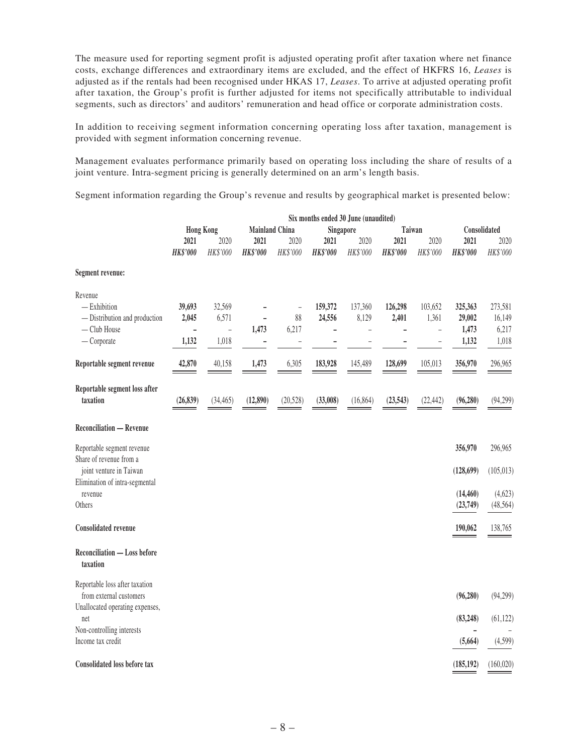The measure used for reporting segment profit is adjusted operating profit after taxation where net finance costs, exchange differences and extraordinary items are excluded, and the effect of HKFRS 16, *Leases* is adjusted as if the rentals had been recognised under HKAS 17, *Leases*. To arrive at adjusted operating profit after taxation, the Group's profit is further adjusted for items not specifically attributable to individual segments, such as directors' and auditors' remuneration and head office or corporate administration costs.

In addition to receiving segment information concerning operating loss after taxation, management is provided with segment information concerning revenue.

Management evaluates performance primarily based on operating loss including the share of results of a joint venture. Intra-segment pricing is generally determined on an arm's length basis.

Segment information regarding the Group's revenue and results by geographical market is presented below:

| | Six months ended 30 June (unaudited) | | | | | | | | | |
|---|---|---|---|---|---|---|---|---|---|---|
| | Hong Kong | | Mainland China | | Singapore | | Taiwan | | Consolidated | |
| | **2021** | 2020 | **2021** | 2020 | **2021** | 2020 | **2021** | 2020 | **2021** | 2020 |
| | ***HK$'000*** | *HK$'000* | ***HK$'000*** | *HK$'000* | ***HK$'000*** | *HK$'000* | ***HK$'000*** | *HK$'000* | ***HK$'000*** | *HK$'000* |
| **Segment revenue:** | | | | | | | | | | |
| Revenue | | | | | | | | | | |
| — Exhibition | **39,693** | 32,569 | **–** | – | **159,372** | 137,360 | **126,298** | 103,652 | **325,363** | 273,581 |
| — Distribution and production | **2,045** | 6,571 | **–** | 88 | **24,556** | 8,129 | **2,401** | 1,361 | **29,002** | 16,149 |
| — Club House | **–** | – | **1,473** | 6,217 | **–** | – | **–** | – | **1,473** | 6,217 |
| — Corporate | **1,132** | 1,018 | **–** | – | **–** | – | **–** | – | **1,132** | 1,018 |
| **Reportable segment revenue** | **42,870** | 40,158 | **1,473** | 6,305 | **183,928** | 145,489 | **128,699** | 105,013 | **356,970** | 296,965 |
| **Reportable segment loss after taxation** | **(26,839)** | (34,465) | **(12,890)** | (20,528) | **(33,008)** | (16,864) | **(23,543)** | (22,442) | **(96,280)** | (94,299) |
| **Reconciliation — Revenue** | | | | | | | | | | |
| Reportable segment revenue | | | | | | | | | **356,970** | 296,965 |
| Share of revenue from a joint venture in Taiwan | | | | | | | | | **(128,699)** | (105,013) |
| Elimination of intra-segmental revenue | | | | | | | | | **(14,460)** | (4,623) |
| Others | | | | | | | | | **(23,749)** | (48,564) |
| **Consolidated revenue** | | | | | | | | | **190,062** | 138,765 |
| **Reconciliation — Loss before taxation** | | | | | | | | | | |
| Reportable loss after taxation from external customers | | | | | | | | | **(96,280)** | (94,299) |
| Unallocated operating expenses, net | | | | | | | | | **(83,248)** | (61,122) |
| Non-controlling interests | | | | | | | | | **–** | – |
| Income tax credit | | | | | | | | | **(5,664)** | (4,599) |
| **Consolidated loss before tax** | | | | | | | | | **(185,192)** | (160,020) |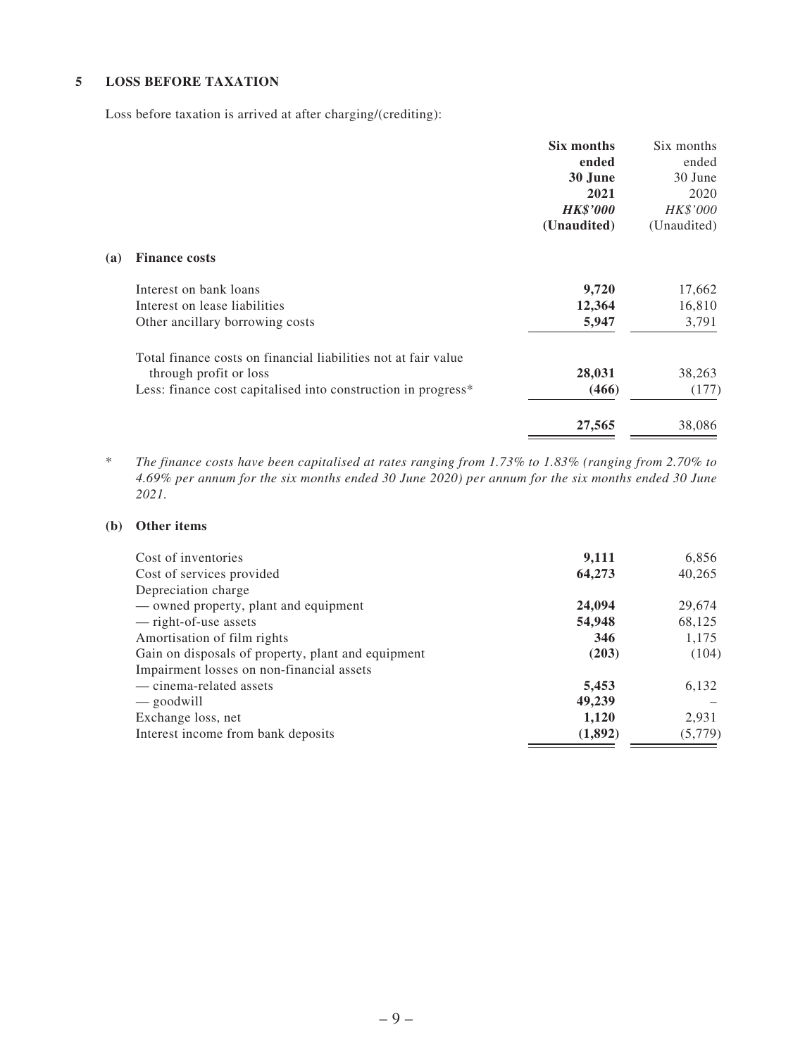## 5 LOSS BEFORE TAXATION

Loss before taxation is arrived at after charging/(crediting):

| | **Six months ended 30 June 2021** | Six months ended 30 June 2020 |
|---|---|---|
| | ***HK$'000*** | *HK$'000* |
| | **(Unaudited)** | (Unaudited) |
| **(a) Finance costs** | | |
| Interest on bank loans | **9,720** | 17,662 |
| Interest on lease liabilities | **12,364** | 16,810 |
| Other ancillary borrowing costs | **5,947** | 3,791 |
| Total finance costs on financial liabilities not at fair value through profit or loss | **28,031** | 38,263 |
| Less: finance cost capitalised into construction in progress* | **(466)** | (177) |
| | **27,565** | 38,086 |

\* *The finance costs have been capitalised at rates ranging from 1.73% to 1.83% (ranging from 2.70% to 4.69% per annum for the six months ended 30 June 2020) per annum for the six months ended 30 June 2021.*

| | **Six months ended 30 June 2021** | Six months ended 30 June 2020 |
|---|---|---|
| | ***HK$'000*** | *HK$'000* |
| | **(Unaudited)** | (Unaudited) |
| **(b) Other items** | | |
| Cost of inventories | **9,111** | 6,856 |
| Cost of services provided | **64,273** | 40,265 |
| Depreciation charge | | |
| — owned property, plant and equipment | **24,094** | 29,674 |
| — right-of-use assets | **54,948** | 68,125 |
| Amortisation of film rights | **346** | 1,175 |
| Gain on disposals of property, plant and equipment | **(203)** | (104) |
| Impairment losses on non-financial assets | | |
| — cinema-related assets | **5,453** | 6,132 |
| — goodwill | **49,239** | – |
| Exchange loss, net | **1,120** | 2,931 |
| Interest income from bank deposits | **(1,892)** | (5,779) |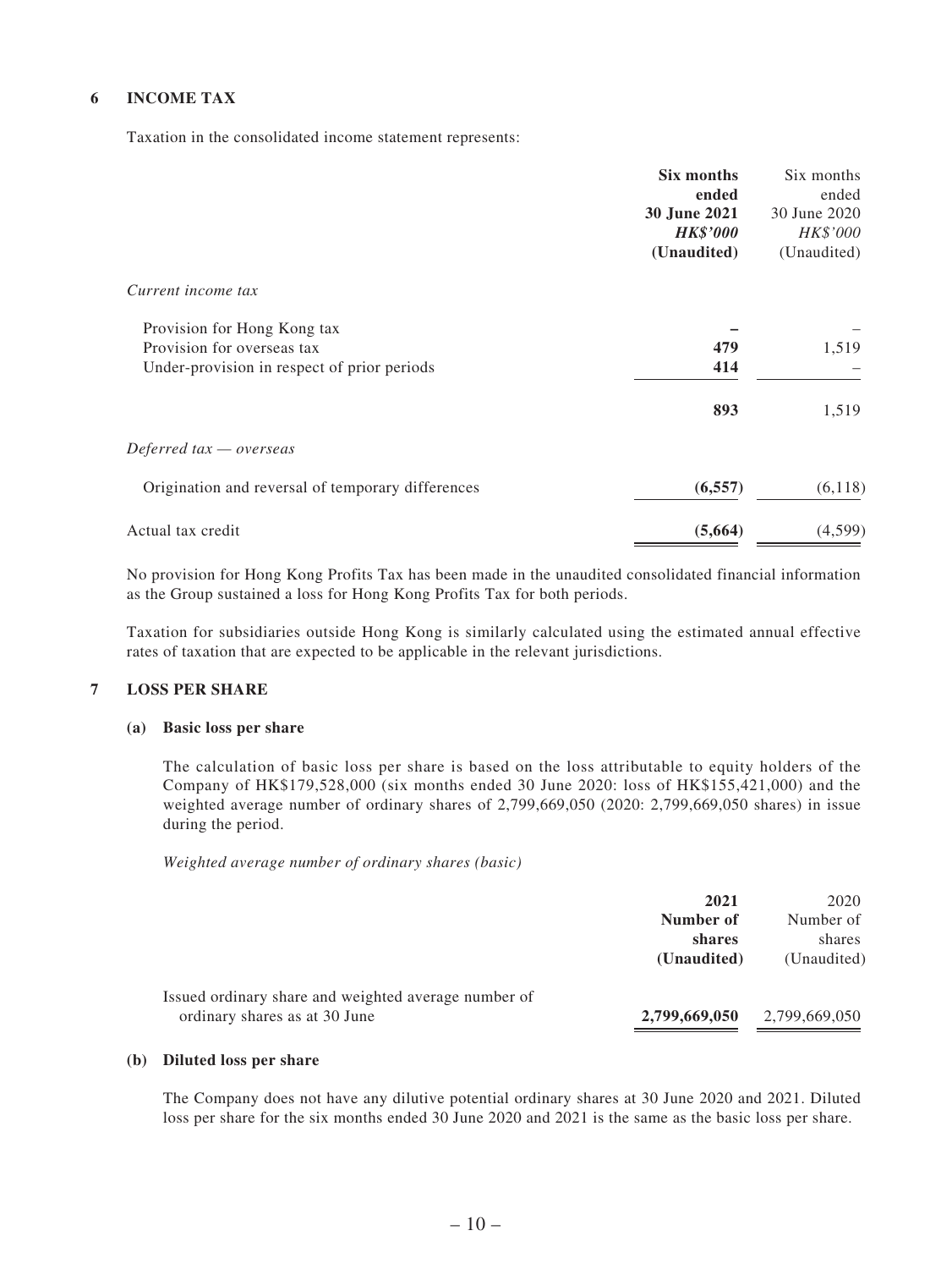## 6 INCOME TAX

Taxation in the consolidated income statement represents:

| | **Six months ended 30 June 2021** | Six months ended 30 June 2020 |
|---|---|---|
| | ***HK$'000*** | *HK$'000* |
| | **(Unaudited)** | (Unaudited) |
| *Current income tax* | | |
| Provision for Hong Kong tax | **–** | – |
| Provision for overseas tax | **479** | 1,519 |
| Under-provision in respect of prior periods | **414** | – |
| | **893** | 1,519 |
| *Deferred tax — overseas* | | |
| Origination and reversal of temporary differences | **(6,557)** | (6,118) |
| Actual tax credit | **(5,664)** | (4,599) |

No provision for Hong Kong Profits Tax has been made in the unaudited consolidated financial information as the Group sustained a loss for Hong Kong Profits Tax for both periods.

Taxation for subsidiaries outside Hong Kong is similarly calculated using the estimated annual effective rates of taxation that are expected to be applicable in the relevant jurisdictions.

## 7 LOSS PER SHARE

### (a) Basic loss per share

The calculation of basic loss per share is based on the loss attributable to equity holders of the Company of HK$179,528,000 (six months ended 30 June 2020: loss of HK$155,421,000) and the weighted average number of ordinary shares of 2,799,669,050 (2020: 2,799,669,050 shares) in issue during the period.

*Weighted average number of ordinary shares (basic)*

| | **2021 Number of shares** | 2020 Number of shares |
|---|---|---|
| | **(Unaudited)** | (Unaudited) |
| Issued ordinary share and weighted average number of ordinary shares as at 30 June | **2,799,669,050** | 2,799,669,050 |

### (b) Diluted loss per share

The Company does not have any dilutive potential ordinary shares at 30 June 2020 and 2021. Diluted loss per share for the six months ended 30 June 2020 and 2021 is the same as the basic loss per share.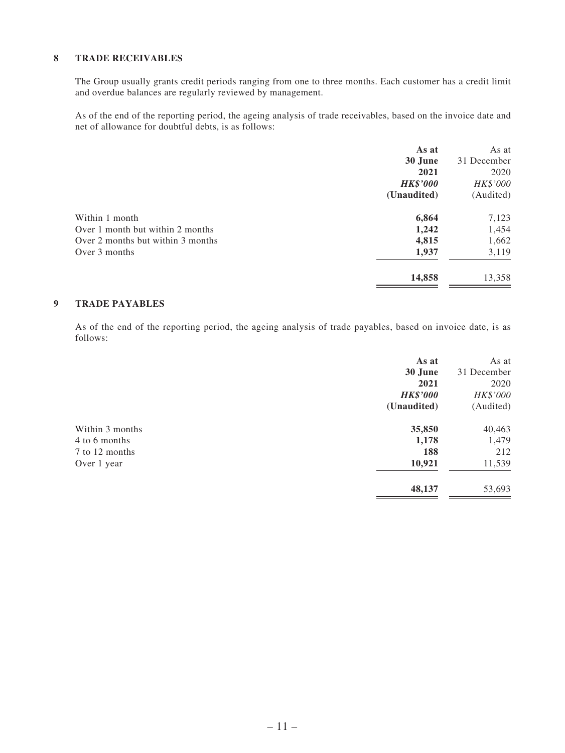## 8 TRADE RECEIVABLES

The Group usually grants credit periods ranging from one to three months. Each customer has a credit limit and overdue balances are regularly reviewed by management.

As of the end of the reporting period, the ageing analysis of trade receivables, based on the invoice date and net of allowance for doubtful debts, is as follows:

| | **As at 30 June 2021** | As at 31 December 2020 |
|---|---|---|
| | ***HK$'000*** | *HK$'000* |
| | **(Unaudited)** | (Audited) |
| Within 1 month | **6,864** | 7,123 |
| Over 1 month but within 2 months | **1,242** | 1,454 |
| Over 2 months but within 3 months | **4,815** | 1,662 |
| Over 3 months | **1,937** | 3,119 |
| | **14,858** | 13,358 |

## 9 TRADE PAYABLES

As of the end of the reporting period, the ageing analysis of trade payables, based on invoice date, is as follows:

| | **As at 30 June 2021** | As at 31 December 2020 |
|---|---|---|
| | ***HK$'000*** | *HK$'000* |
| | **(Unaudited)** | (Audited) |
| Within 3 months | **35,850** | 40,463 |
| 4 to 6 months | **1,178** | 1,479 |
| 7 to 12 months | **188** | 212 |
| Over 1 year | **10,921** | 11,539 |
| | **48,137** | 53,693 |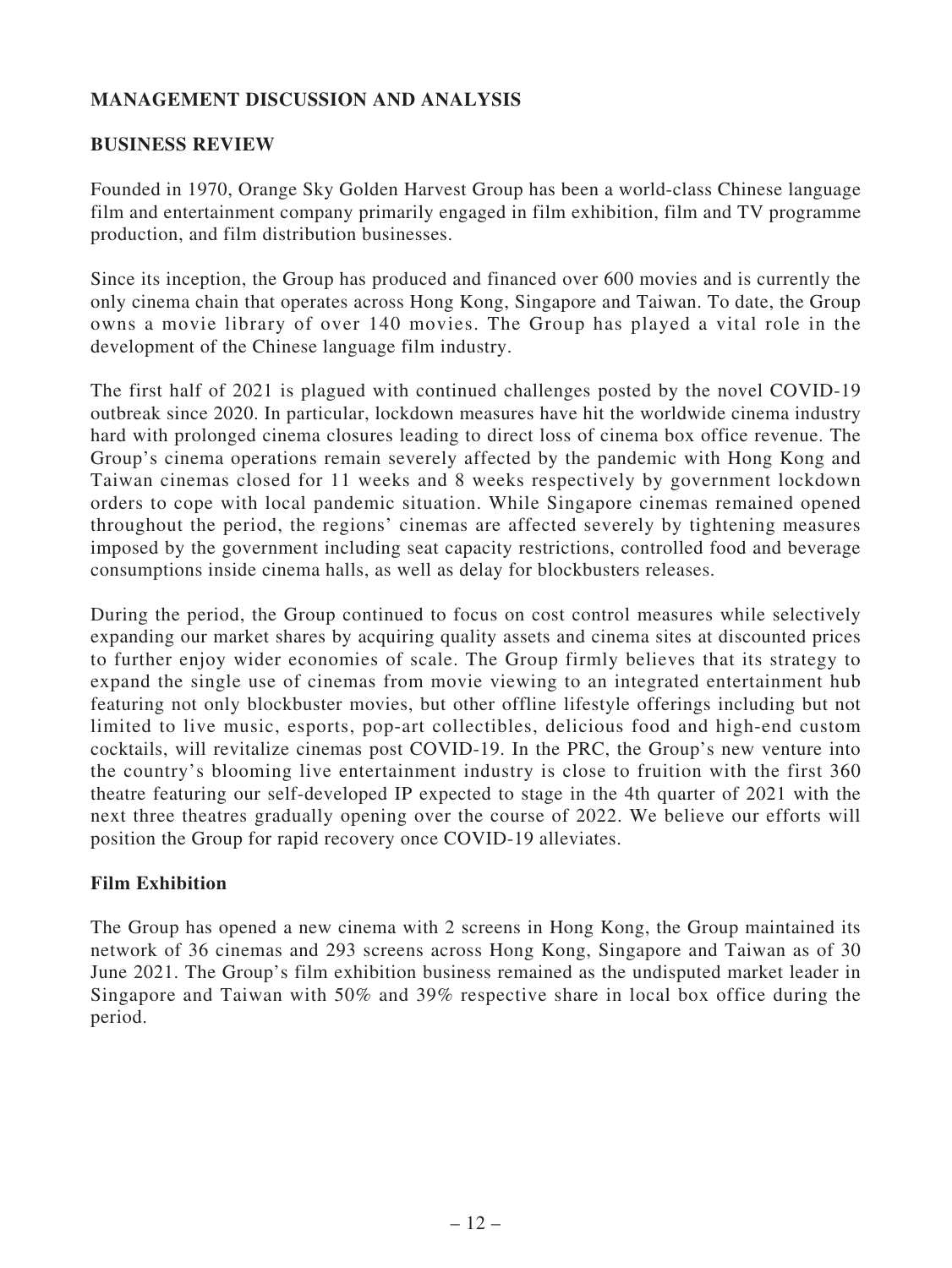## MANAGEMENT DISCUSSION AND ANALYSIS

### BUSINESS REVIEW

Founded in 1970, Orange Sky Golden Harvest Group has been a world-class Chinese language film and entertainment company primarily engaged in film exhibition, film and TV programme production, and film distribution businesses.

Since its inception, the Group has produced and financed over 600 movies and is currently the only cinema chain that operates across Hong Kong, Singapore and Taiwan. To date, the Group owns a movie library of over 140 movies. The Group has played a vital role in the development of the Chinese language film industry.

The first half of 2021 is plagued with continued challenges posted by the novel COVID-19 outbreak since 2020. In particular, lockdown measures have hit the worldwide cinema industry hard with prolonged cinema closures leading to direct loss of cinema box office revenue. The Group's cinema operations remain severely affected by the pandemic with Hong Kong and Taiwan cinemas closed for 11 weeks and 8 weeks respectively by government lockdown orders to cope with local pandemic situation. While Singapore cinemas remained opened throughout the period, the regions' cinemas are affected severely by tightening measures imposed by the government including seat capacity restrictions, controlled food and beverage consumptions inside cinema halls, as well as delay for blockbusters releases.

During the period, the Group continued to focus on cost control measures while selectively expanding our market shares by acquiring quality assets and cinema sites at discounted prices to further enjoy wider economies of scale. The Group firmly believes that its strategy to expand the single use of cinemas from movie viewing to an integrated entertainment hub featuring not only blockbuster movies, but other offline lifestyle offerings including but not limited to live music, esports, pop-art collectibles, delicious food and high-end custom cocktails, will revitalize cinemas post COVID-19. In the PRC, the Group's new venture into the country's blooming live entertainment industry is close to fruition with the first 360 theatre featuring our self-developed IP expected to stage in the 4th quarter of 2021 with the next three theatres gradually opening over the course of 2022. We believe our efforts will position the Group for rapid recovery once COVID-19 alleviates.

### Film Exhibition

The Group has opened a new cinema with 2 screens in Hong Kong, the Group maintained its network of 36 cinemas and 293 screens across Hong Kong, Singapore and Taiwan as of 30 June 2021. The Group's film exhibition business remained as the undisputed market leader in Singapore and Taiwan with 50% and 39% respective share in local box office during the period.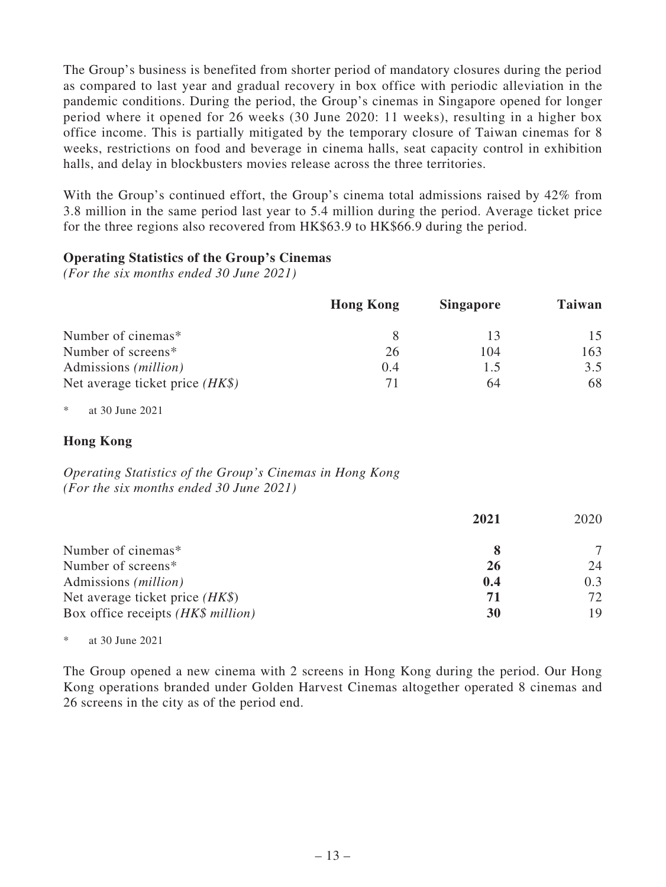The Group's business is benefited from shorter period of mandatory closures during the period as compared to last year and gradual recovery in box office with periodic alleviation in the pandemic conditions. During the period, the Group's cinemas in Singapore opened for longer period where it opened for 26 weeks (30 June 2020: 11 weeks), resulting in a higher box office income. This is partially mitigated by the temporary closure of Taiwan cinemas for 8 weeks, restrictions on food and beverage in cinema halls, seat capacity control in exhibition halls, and delay in blockbusters movies release across the three territories.

With the Group's continued effort, the Group's cinema total admissions raised by 42% from 3.8 million in the same period last year to 5.4 million during the period. Average ticket price for the three regions also recovered from HK$63.9 to HK$66.9 during the period.

**Operating Statistics of the Group's Cinemas**
*(For the six months ended 30 June 2021)*

| | **Hong Kong** | **Singapore** | **Taiwan** |
|---|---|---|---|
| Number of cinemas* | 8 | 13 | 15 |
| Number of screens* | 26 | 104 | 163 |
| Admissions *(million)* | 0.4 | 1.5 | 3.5 |
| Net average ticket price *(HK$)* | 71 | 64 | 68 |

\* at 30 June 2021

**Hong Kong**

*Operating Statistics of the Group's Cinemas in Hong Kong*
*(For the six months ended 30 June 2021)*

| | **2021** | 2020 |
|---|---|---|
| Number of cinemas* | **8** | 7 |
| Number of screens* | **26** | 24 |
| Admissions *(million)* | **0.4** | 0.3 |
| Net average ticket price *(HK$)* | **71** | 72 |
| Box office receipts *(HK$ million)* | **30** | 19 |

\* at 30 June 2021

The Group opened a new cinema with 2 screens in Hong Kong during the period. Our Hong Kong operations branded under Golden Harvest Cinemas altogether operated 8 cinemas and 26 screens in the city as of the period end.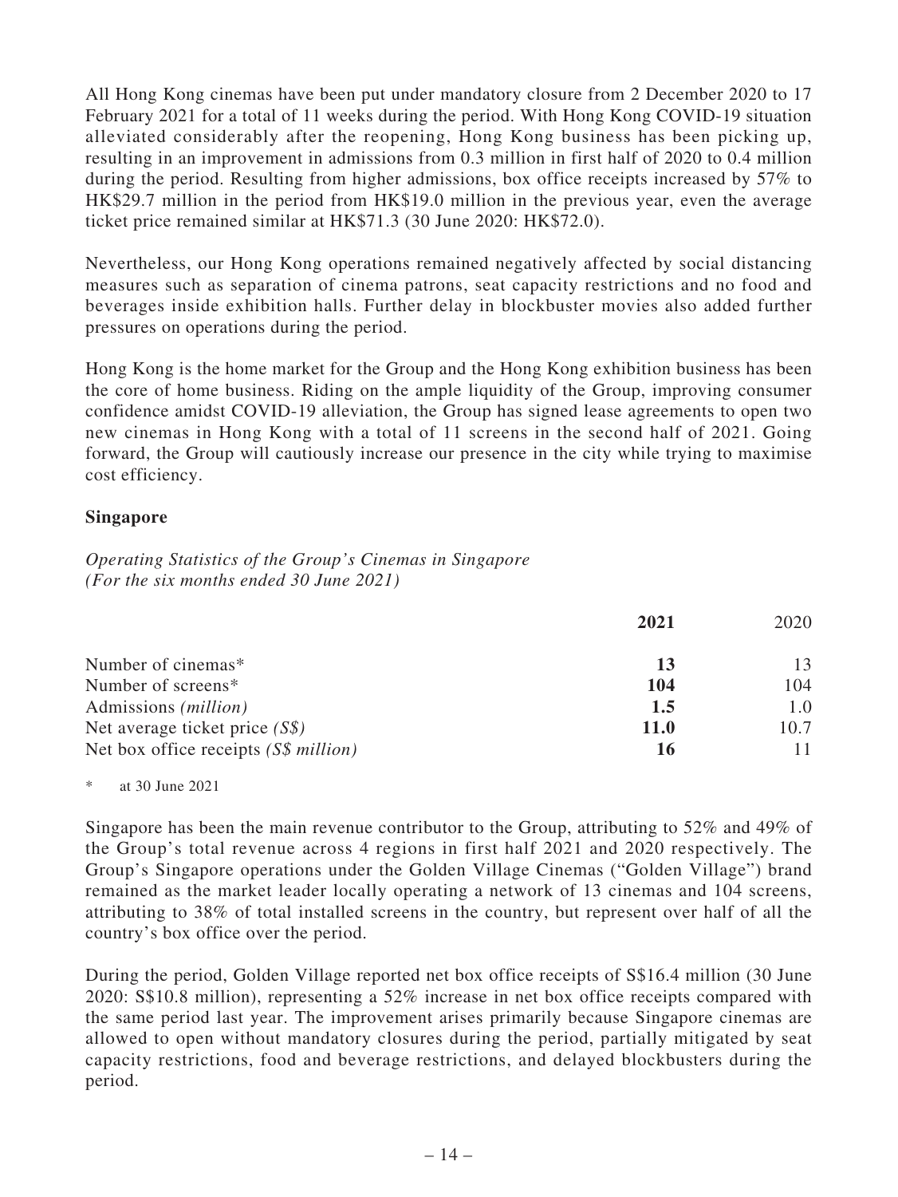All Hong Kong cinemas have been put under mandatory closure from 2 December 2020 to 17 February 2021 for a total of 11 weeks during the period. With Hong Kong COVID-19 situation alleviated considerably after the reopening, Hong Kong business has been picking up, resulting in an improvement in admissions from 0.3 million in first half of 2020 to 0.4 million during the period. Resulting from higher admissions, box office receipts increased by 57% to HK$29.7 million in the period from HK$19.0 million in the previous year, even the average ticket price remained similar at HK$71.3 (30 June 2020: HK$72.0).

Nevertheless, our Hong Kong operations remained negatively affected by social distancing measures such as separation of cinema patrons, seat capacity restrictions and no food and beverages inside exhibition halls. Further delay in blockbuster movies also added further pressures on operations during the period.

Hong Kong is the home market for the Group and the Hong Kong exhibition business has been the core of home business. Riding on the ample liquidity of the Group, improving consumer confidence amidst COVID-19 alleviation, the Group has signed lease agreements to open two new cinemas in Hong Kong with a total of 11 screens in the second half of 2021. Going forward, the Group will cautiously increase our presence in the city while trying to maximise cost efficiency.

**Singapore**

*Operating Statistics of the Group's Cinemas in Singapore*
*(For the six months ended 30 June 2021)*

| | **2021** | 2020 |
|---|---|---|
| Number of cinemas* | **13** | 13 |
| Number of screens* | **104** | 104 |
| Admissions *(million)* | **1.5** | 1.0 |
| Net average ticket price *(S$)* | **11.0** | 10.7 |
| Net box office receipts *(S$ million)* | **16** | 11 |

\* at 30 June 2021

Singapore has been the main revenue contributor to the Group, attributing to 52% and 49% of the Group's total revenue across 4 regions in first half 2021 and 2020 respectively. The Group's Singapore operations under the Golden Village Cinemas ("Golden Village") brand remained as the market leader locally operating a network of 13 cinemas and 104 screens, attributing to 38% of total installed screens in the country, but represent over half of all the country's box office over the period.

During the period, Golden Village reported net box office receipts of S$16.4 million (30 June 2020: S$10.8 million), representing a 52% increase in net box office receipts compared with the same period last year. The improvement arises primarily because Singapore cinemas are allowed to open without mandatory closures during the period, partially mitigated by seat capacity restrictions, food and beverage restrictions, and delayed blockbusters during the period.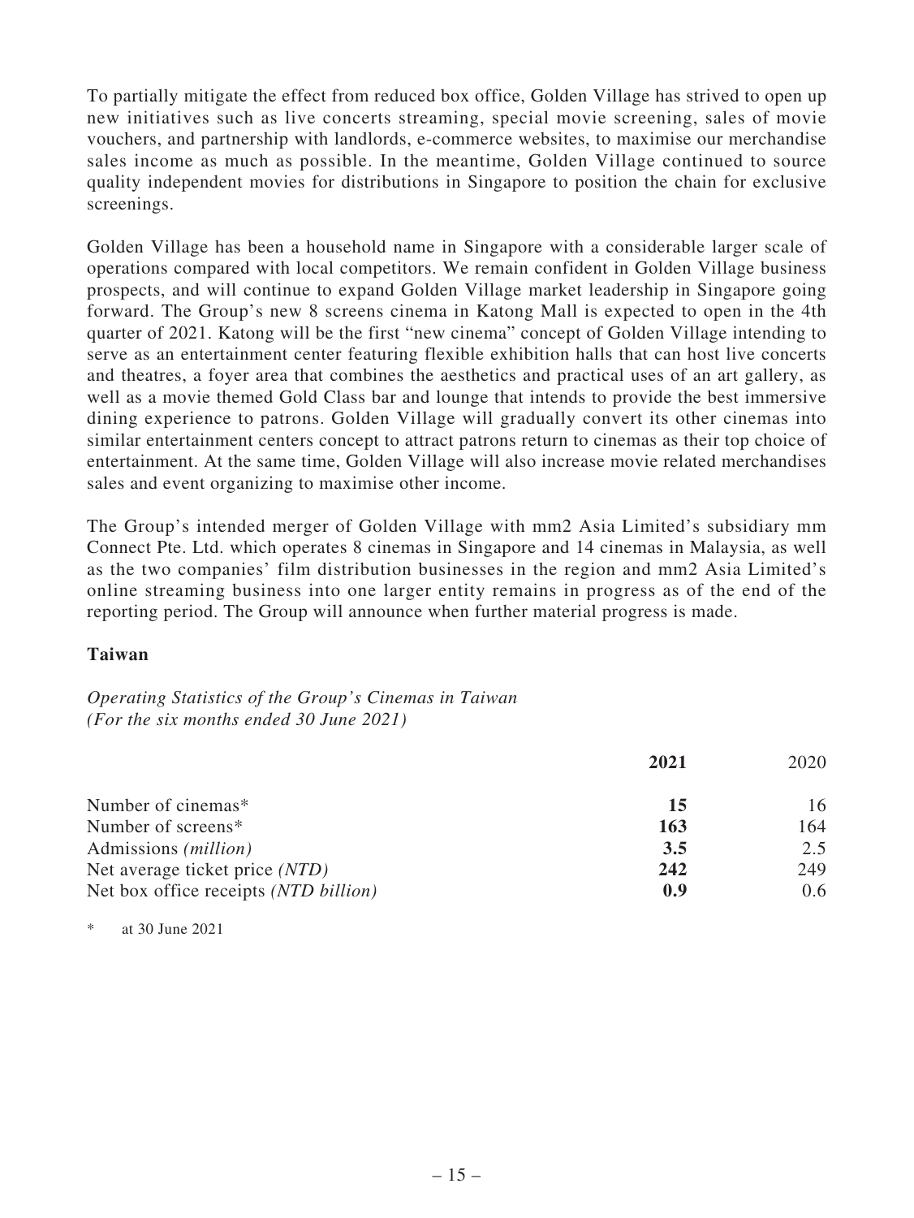To partially mitigate the effect from reduced box office, Golden Village has strived to open up new initiatives such as live concerts streaming, special movie screening, sales of movie vouchers, and partnership with landlords, e-commerce websites, to maximise our merchandise sales income as much as possible. In the meantime, Golden Village continued to source quality independent movies for distributions in Singapore to position the chain for exclusive screenings.

Golden Village has been a household name in Singapore with a considerable larger scale of operations compared with local competitors. We remain confident in Golden Village business prospects, and will continue to expand Golden Village market leadership in Singapore going forward. The Group's new 8 screens cinema in Katong Mall is expected to open in the 4th quarter of 2021. Katong will be the first "new cinema" concept of Golden Village intending to serve as an entertainment center featuring flexible exhibition halls that can host live concerts and theatres, a foyer area that combines the aesthetics and practical uses of an art gallery, as well as a movie themed Gold Class bar and lounge that intends to provide the best immersive dining experience to patrons. Golden Village will gradually convert its other cinemas into similar entertainment centers concept to attract patrons return to cinemas as their top choice of entertainment. At the same time, Golden Village will also increase movie related merchandises sales and event organizing to maximise other income.

The Group's intended merger of Golden Village with mm2 Asia Limited's subsidiary mm Connect Pte. Ltd. which operates 8 cinemas in Singapore and 14 cinemas in Malaysia, as well as the two companies' film distribution businesses in the region and mm2 Asia Limited's online streaming business into one larger entity remains in progress as of the end of the reporting period. The Group will announce when further material progress is made.

**Taiwan**

*Operating Statistics of the Group's Cinemas in Taiwan*
*(For the six months ended 30 June 2021)*

| | **2021** | 2020 |
|---|---|---|
| Number of cinemas* | **15** | 16 |
| Number of screens* | **163** | 164 |
| Admissions *(million)* | **3.5** | 2.5 |
| Net average ticket price *(NTD)* | **242** | 249 |
| Net box office receipts *(NTD billion)* | **0.9** | 0.6 |

\* at 30 June 2021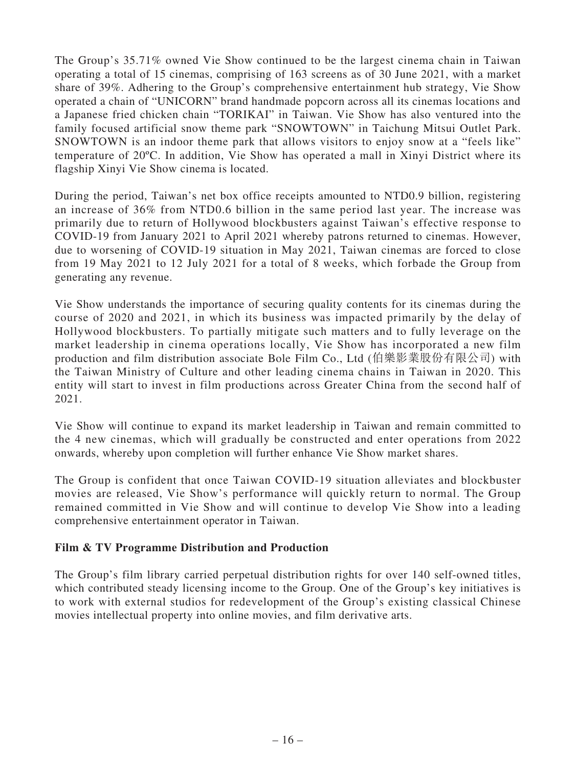The Group's 35.71% owned Vie Show continued to be the largest cinema chain in Taiwan operating a total of 15 cinemas, comprising of 163 screens as of 30 June 2021, with a market share of 39%. Adhering to the Group's comprehensive entertainment hub strategy, Vie Show operated a chain of "UNICORN" brand handmade popcorn across all its cinemas locations and a Japanese fried chicken chain "TORIKAI" in Taiwan. Vie Show has also ventured into the family focused artificial snow theme park "SNOWTOWN" in Taichung Mitsui Outlet Park. SNOWTOWN is an indoor theme park that allows visitors to enjoy snow at a "feels like" temperature of 20ºC. In addition, Vie Show has operated a mall in Xinyi District where its flagship Xinyi Vie Show cinema is located.

During the period, Taiwan's net box office receipts amounted to NTD0.9 billion, registering an increase of 36% from NTD0.6 billion in the same period last year. The increase was primarily due to return of Hollywood blockbusters against Taiwan's effective response to COVID-19 from January 2021 to April 2021 whereby patrons returned to cinemas. However, due to worsening of COVID-19 situation in May 2021, Taiwan cinemas are forced to close from 19 May 2021 to 12 July 2021 for a total of 8 weeks, which forbade the Group from generating any revenue.

Vie Show understands the importance of securing quality contents for its cinemas during the course of 2020 and 2021, in which its business was impacted primarily by the delay of Hollywood blockbusters. To partially mitigate such matters and to fully leverage on the market leadership in cinema operations locally, Vie Show has incorporated a new film production and film distribution associate Bole Film Co., Ltd (伯樂影業股份有限公司) with the Taiwan Ministry of Culture and other leading cinema chains in Taiwan in 2020. This entity will start to invest in film productions across Greater China from the second half of 2021.

Vie Show will continue to expand its market leadership in Taiwan and remain committed to the 4 new cinemas, which will gradually be constructed and enter operations from 2022 onwards, whereby upon completion will further enhance Vie Show market shares.

The Group is confident that once Taiwan COVID-19 situation alleviates and blockbuster movies are released, Vie Show's performance will quickly return to normal. The Group remained committed in Vie Show and will continue to develop Vie Show into a leading comprehensive entertainment operator in Taiwan.

**Film & TV Programme Distribution and Production**

The Group's film library carried perpetual distribution rights for over 140 self-owned titles, which contributed steady licensing income to the Group. One of the Group's key initiatives is to work with external studios for redevelopment of the Group's existing classical Chinese movies intellectual property into online movies, and film derivative arts.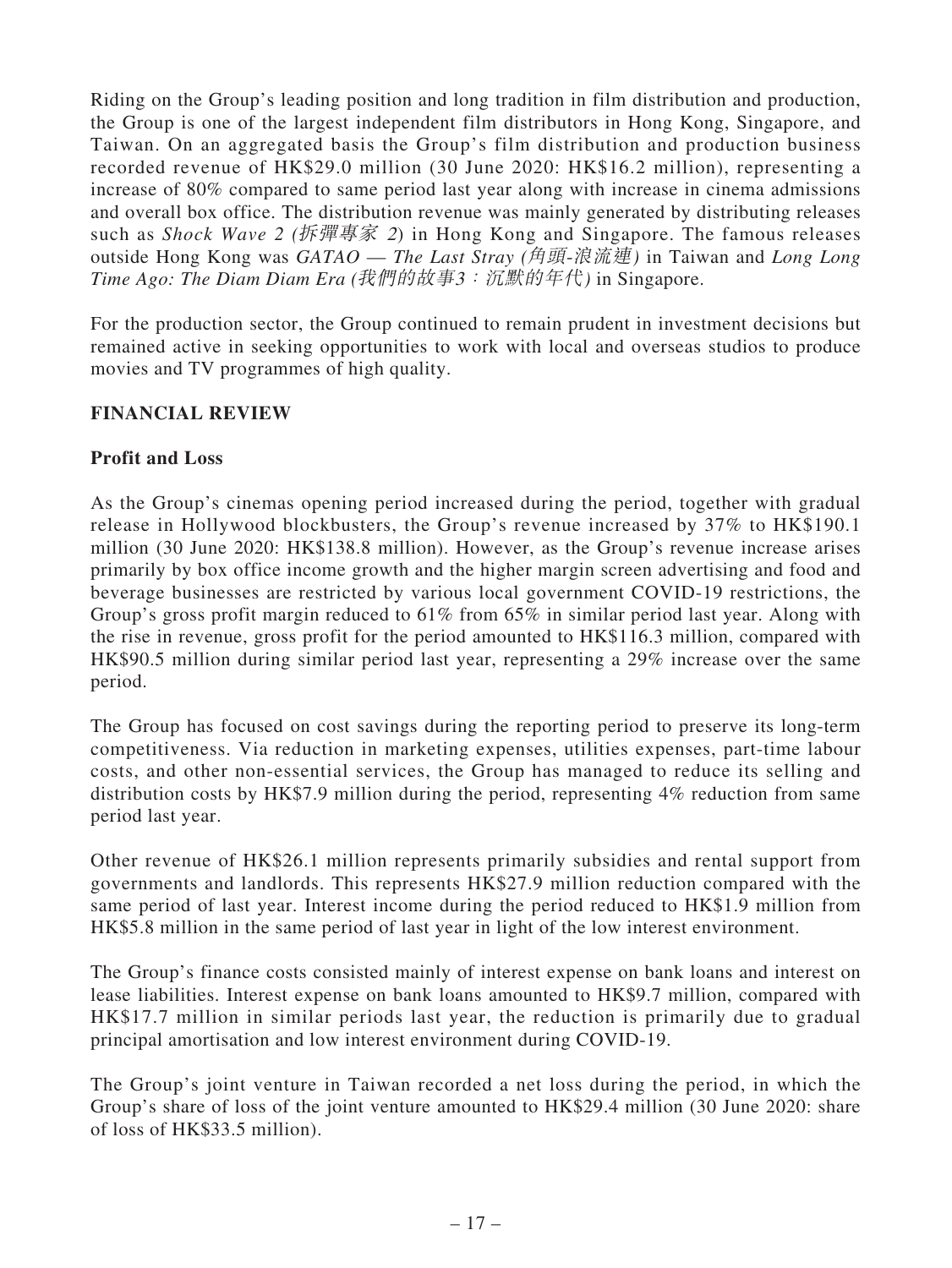Riding on the Group's leading position and long tradition in film distribution and production, the Group is one of the largest independent film distributors in Hong Kong, Singapore, and Taiwan. On an aggregated basis the Group's film distribution and production business recorded revenue of HK$29.0 million (30 June 2020: HK$16.2 million), representing a increase of 80% compared to same period last year along with increase in cinema admissions and overall box office. The distribution revenue was mainly generated by distributing releases such as *Shock Wave 2 (拆彈專家 2)* in Hong Kong and Singapore. The famous releases outside Hong Kong was *GATAO — The Last Stray (角頭-浪流連)* in Taiwan and *Long Long Time Ago: The Diam Diam Era (我們的故事3：沉默的年代)* in Singapore.

For the production sector, the Group continued to remain prudent in investment decisions but remained active in seeking opportunities to work with local and overseas studios to produce movies and TV programmes of high quality.

## FINANCIAL REVIEW

### Profit and Loss

As the Group's cinemas opening period increased during the period, together with gradual release in Hollywood blockbusters, the Group's revenue increased by 37% to HK$190.1 million (30 June 2020: HK$138.8 million). However, as the Group's revenue increase arises primarily by box office income growth and the higher margin screen advertising and food and beverage businesses are restricted by various local government COVID-19 restrictions, the Group's gross profit margin reduced to 61% from 65% in similar period last year. Along with the rise in revenue, gross profit for the period amounted to HK$116.3 million, compared with HK$90.5 million during similar period last year, representing a 29% increase over the same period.

The Group has focused on cost savings during the reporting period to preserve its long-term competitiveness. Via reduction in marketing expenses, utilities expenses, part-time labour costs, and other non-essential services, the Group has managed to reduce its selling and distribution costs by HK$7.9 million during the period, representing 4% reduction from same period last year.

Other revenue of HK$26.1 million represents primarily subsidies and rental support from governments and landlords. This represents HK$27.9 million reduction compared with the same period of last year. Interest income during the period reduced to HK$1.9 million from HK$5.8 million in the same period of last year in light of the low interest environment.

The Group's finance costs consisted mainly of interest expense on bank loans and interest on lease liabilities. Interest expense on bank loans amounted to HK$9.7 million, compared with HK$17.7 million in similar periods last year, the reduction is primarily due to gradual principal amortisation and low interest environment during COVID-19.

The Group's joint venture in Taiwan recorded a net loss during the period, in which the Group's share of loss of the joint venture amounted to HK$29.4 million (30 June 2020: share of loss of HK$33.5 million).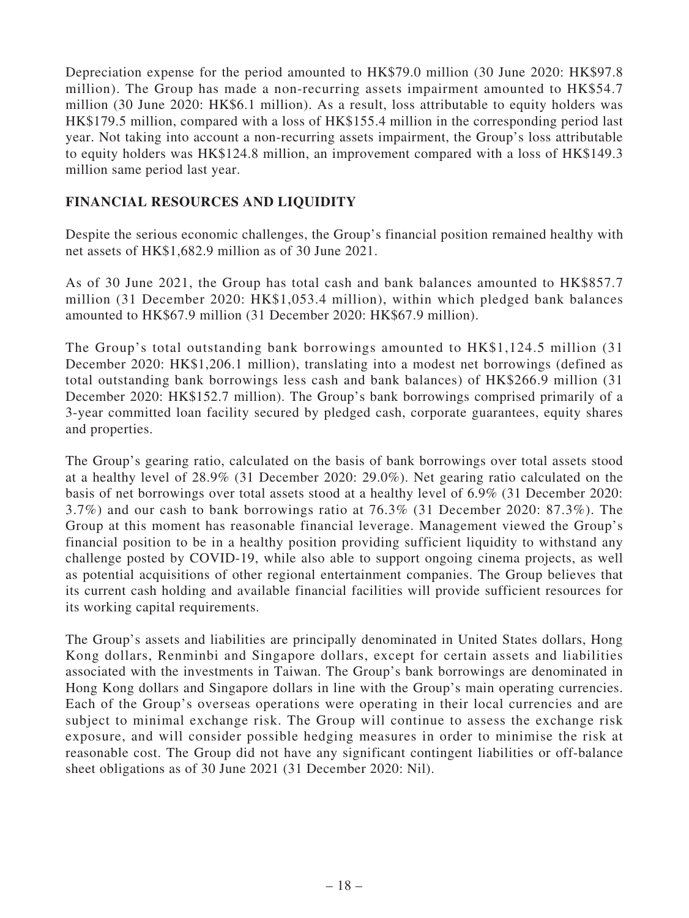Depreciation expense for the period amounted to HK$79.0 million (30 June 2020: HK$97.8 million). The Group has made a non-recurring assets impairment amounted to HK$54.7 million (30 June 2020: HK$6.1 million). As a result, loss attributable to equity holders was HK$179.5 million, compared with a loss of HK$155.4 million in the corresponding period last year. Not taking into account a non-recurring assets impairment, the Group's loss attributable to equity holders was HK$124.8 million, an improvement compared with a loss of HK$149.3 million same period last year.

## FINANCIAL RESOURCES AND LIQUIDITY

Despite the serious economic challenges, the Group's financial position remained healthy with net assets of HK$1,682.9 million as of 30 June 2021.

As of 30 June 2021, the Group has total cash and bank balances amounted to HK$857.7 million (31 December 2020: HK$1,053.4 million), within which pledged bank balances amounted to HK$67.9 million (31 December 2020: HK$67.9 million).

The Group's total outstanding bank borrowings amounted to HK$1,124.5 million (31 December 2020: HK$1,206.1 million), translating into a modest net borrowings (defined as total outstanding bank borrowings less cash and bank balances) of HK$266.9 million (31 December 2020: HK$152.7 million). The Group's bank borrowings comprised primarily of a 3-year committed loan facility secured by pledged cash, corporate guarantees, equity shares and properties.

The Group's gearing ratio, calculated on the basis of bank borrowings over total assets stood at a healthy level of 28.9% (31 December 2020: 29.0%). Net gearing ratio calculated on the basis of net borrowings over total assets stood at a healthy level of 6.9% (31 December 2020: 3.7%) and our cash to bank borrowings ratio at 76.3% (31 December 2020: 87.3%). The Group at this moment has reasonable financial leverage. Management viewed the Group's financial position to be in a healthy position providing sufficient liquidity to withstand any challenge posted by COVID-19, while also able to support ongoing cinema projects, as well as potential acquisitions of other regional entertainment companies. The Group believes that its current cash holding and available financial facilities will provide sufficient resources for its working capital requirements.

The Group's assets and liabilities are principally denominated in United States dollars, Hong Kong dollars, Renminbi and Singapore dollars, except for certain assets and liabilities associated with the investments in Taiwan. The Group's bank borrowings are denominated in Hong Kong dollars and Singapore dollars in line with the Group's main operating currencies. Each of the Group's overseas operations were operating in their local currencies and are subject to minimal exchange risk. The Group will continue to assess the exchange risk exposure, and will consider possible hedging measures in order to minimise the risk at reasonable cost. The Group did not have any significant contingent liabilities or off-balance sheet obligations as of 30 June 2021 (31 December 2020: Nil).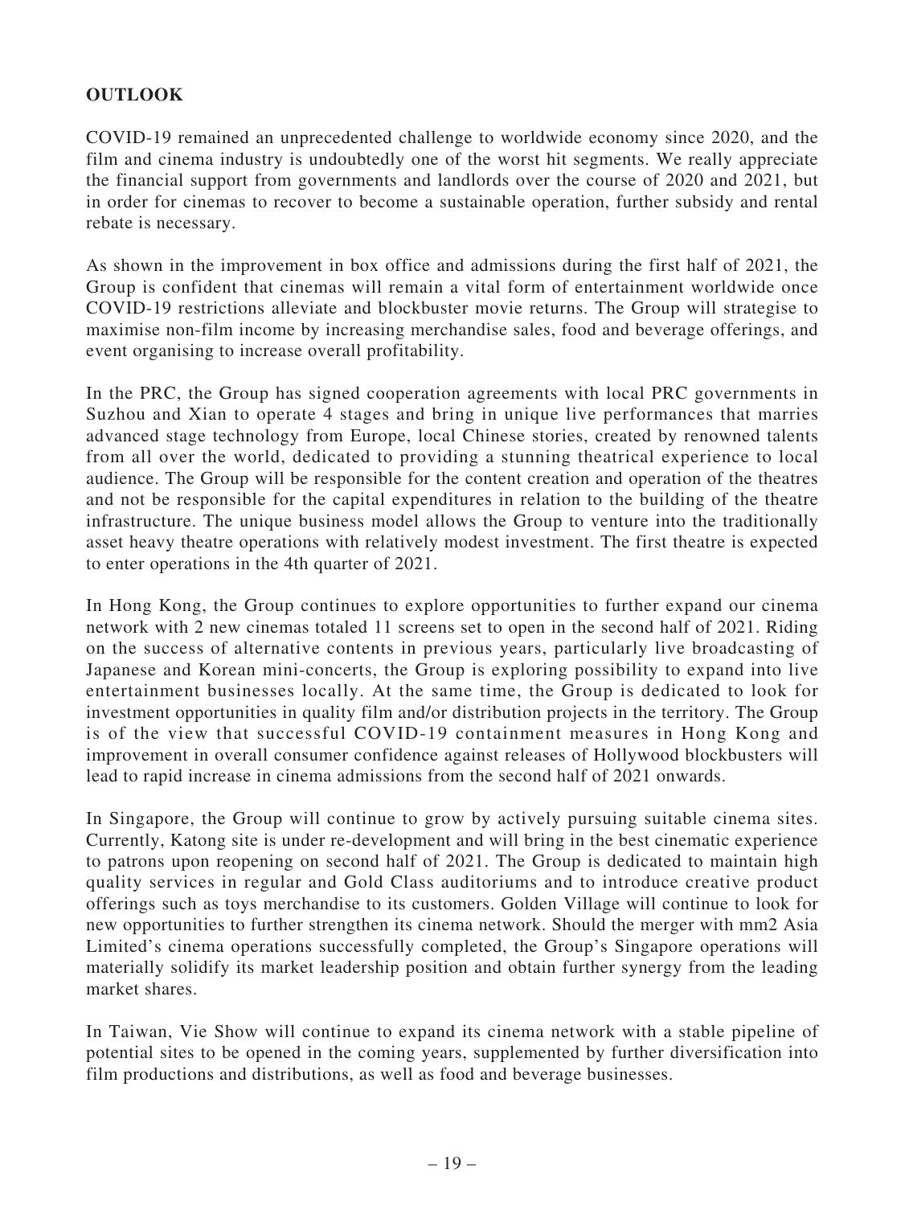## OUTLOOK

COVID-19 remained an unprecedented challenge to worldwide economy since 2020, and the film and cinema industry is undoubtedly one of the worst hit segments. We really appreciate the financial support from governments and landlords over the course of 2020 and 2021, but in order for cinemas to recover to become a sustainable operation, further subsidy and rental rebate is necessary.

As shown in the improvement in box office and admissions during the first half of 2021, the Group is confident that cinemas will remain a vital form of entertainment worldwide once COVID-19 restrictions alleviate and blockbuster movie returns. The Group will strategise to maximise non-film income by increasing merchandise sales, food and beverage offerings, and event organising to increase overall profitability.

In the PRC, the Group has signed cooperation agreements with local PRC governments in Suzhou and Xian to operate 4 stages and bring in unique live performances that marries advanced stage technology from Europe, local Chinese stories, created by renowned talents from all over the world, dedicated to providing a stunning theatrical experience to local audience. The Group will be responsible for the content creation and operation of the theatres and not be responsible for the capital expenditures in relation to the building of the theatre infrastructure. The unique business model allows the Group to venture into the traditionally asset heavy theatre operations with relatively modest investment. The first theatre is expected to enter operations in the 4th quarter of 2021.

In Hong Kong, the Group continues to explore opportunities to further expand our cinema network with 2 new cinemas totaled 11 screens set to open in the second half of 2021. Riding on the success of alternative contents in previous years, particularly live broadcasting of Japanese and Korean mini-concerts, the Group is exploring possibility to expand into live entertainment businesses locally. At the same time, the Group is dedicated to look for investment opportunities in quality film and/or distribution projects in the territory. The Group is of the view that successful COVID-19 containment measures in Hong Kong and improvement in overall consumer confidence against releases of Hollywood blockbusters will lead to rapid increase in cinema admissions from the second half of 2021 onwards.

In Singapore, the Group will continue to grow by actively pursuing suitable cinema sites. Currently, Katong site is under re-development and will bring in the best cinematic experience to patrons upon reopening on second half of 2021. The Group is dedicated to maintain high quality services in regular and Gold Class auditoriums and to introduce creative product offerings such as toys merchandise to its customers. Golden Village will continue to look for new opportunities to further strengthen its cinema network. Should the merger with mm2 Asia Limited's cinema operations successfully completed, the Group's Singapore operations will materially solidify its market leadership position and obtain further synergy from the leading market shares.

In Taiwan, Vie Show will continue to expand its cinema network with a stable pipeline of potential sites to be opened in the coming years, supplemented by further diversification into film productions and distributions, as well as food and beverage businesses.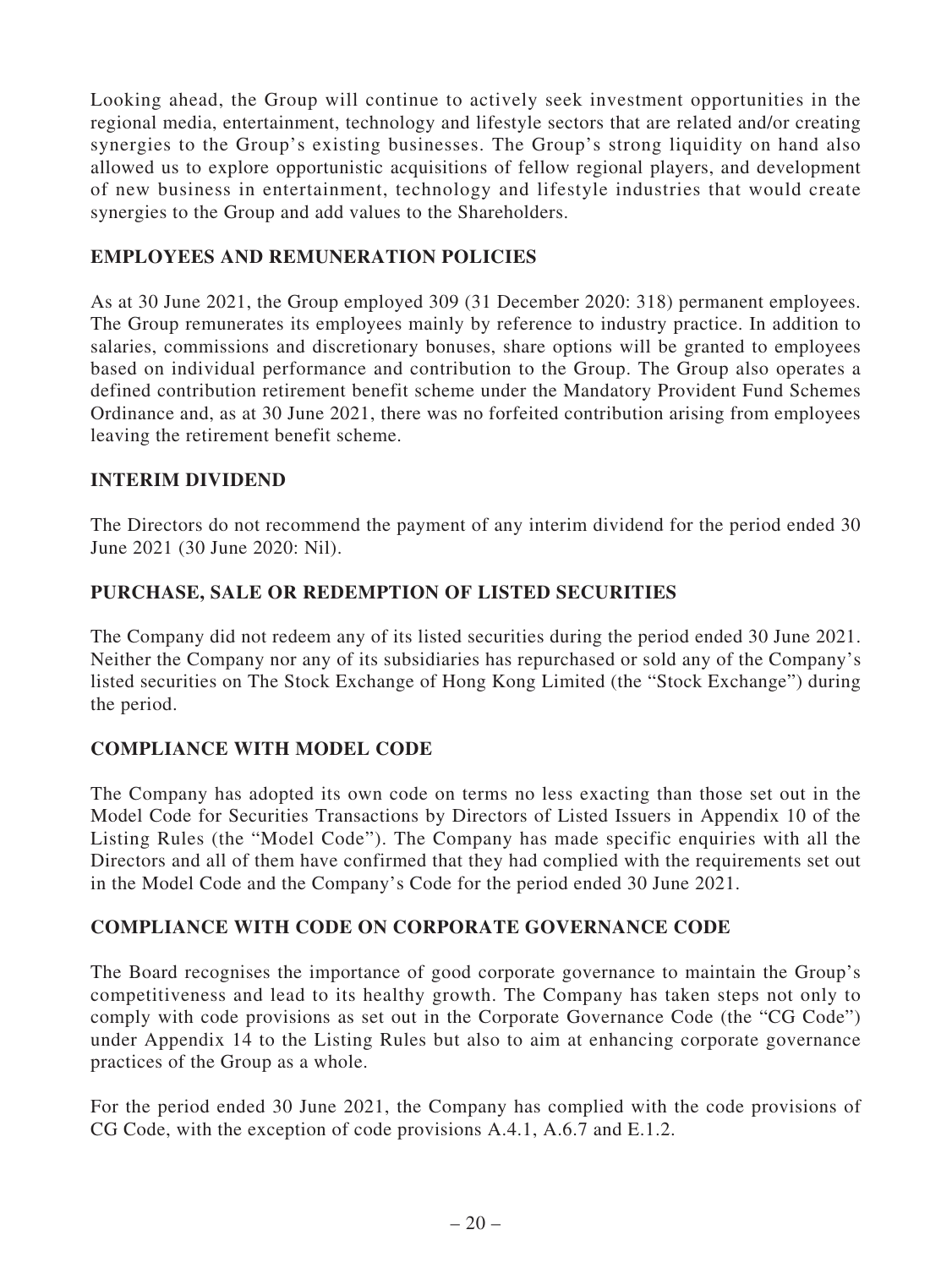Looking ahead, the Group will continue to actively seek investment opportunities in the regional media, entertainment, technology and lifestyle sectors that are related and/or creating synergies to the Group's existing businesses. The Group's strong liquidity on hand also allowed us to explore opportunistic acquisitions of fellow regional players, and development of new business in entertainment, technology and lifestyle industries that would create synergies to the Group and add values to the Shareholders.

## EMPLOYEES AND REMUNERATION POLICIES

As at 30 June 2021, the Group employed 309 (31 December 2020: 318) permanent employees. The Group remunerates its employees mainly by reference to industry practice. In addition to salaries, commissions and discretionary bonuses, share options will be granted to employees based on individual performance and contribution to the Group. The Group also operates a defined contribution retirement benefit scheme under the Mandatory Provident Fund Schemes Ordinance and, as at 30 June 2021, there was no forfeited contribution arising from employees leaving the retirement benefit scheme.

## INTERIM DIVIDEND

The Directors do not recommend the payment of any interim dividend for the period ended 30 June 2021 (30 June 2020: Nil).

## PURCHASE, SALE OR REDEMPTION OF LISTED SECURITIES

The Company did not redeem any of its listed securities during the period ended 30 June 2021. Neither the Company nor any of its subsidiaries has repurchased or sold any of the Company's listed securities on The Stock Exchange of Hong Kong Limited (the "Stock Exchange") during the period.

## COMPLIANCE WITH MODEL CODE

The Company has adopted its own code on terms no less exacting than those set out in the Model Code for Securities Transactions by Directors of Listed Issuers in Appendix 10 of the Listing Rules (the "Model Code"). The Company has made specific enquiries with all the Directors and all of them have confirmed that they had complied with the requirements set out in the Model Code and the Company's Code for the period ended 30 June 2021.

## COMPLIANCE WITH CODE ON CORPORATE GOVERNANCE CODE

The Board recognises the importance of good corporate governance to maintain the Group's competitiveness and lead to its healthy growth. The Company has taken steps not only to comply with code provisions as set out in the Corporate Governance Code (the "CG Code") under Appendix 14 to the Listing Rules but also to aim at enhancing corporate governance practices of the Group as a whole.

For the period ended 30 June 2021, the Company has complied with the code provisions of CG Code, with the exception of code provisions A.4.1, A.6.7 and E.1.2.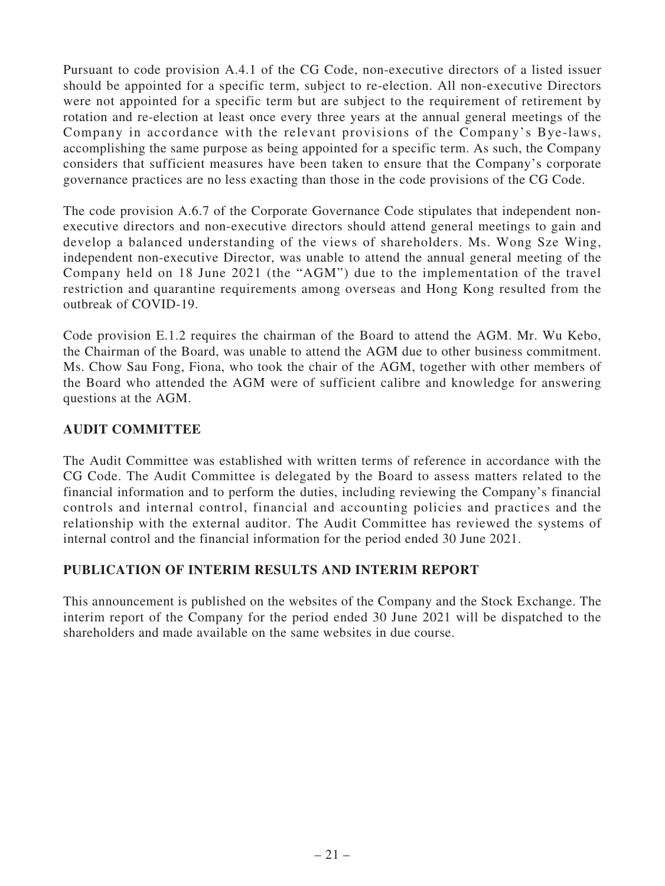Pursuant to code provision A.4.1 of the CG Code, non-executive directors of a listed issuer should be appointed for a specific term, subject to re-election. All non-executive Directors were not appointed for a specific term but are subject to the requirement of retirement by rotation and re-election at least once every three years at the annual general meetings of the Company in accordance with the relevant provisions of the Company's Bye-laws, accomplishing the same purpose as being appointed for a specific term. As such, the Company considers that sufficient measures have been taken to ensure that the Company's corporate governance practices are no less exacting than those in the code provisions of the CG Code.

The code provision A.6.7 of the Corporate Governance Code stipulates that independent non-executive directors and non-executive directors should attend general meetings to gain and develop a balanced understanding of the views of shareholders. Ms. Wong Sze Wing, independent non-executive Director, was unable to attend the annual general meeting of the Company held on 18 June 2021 (the "AGM") due to the implementation of the travel restriction and quarantine requirements among overseas and Hong Kong resulted from the outbreak of COVID-19.

Code provision E.1.2 requires the chairman of the Board to attend the AGM. Mr. Wu Kebo, the Chairman of the Board, was unable to attend the AGM due to other business commitment. Ms. Chow Sau Fong, Fiona, who took the chair of the AGM, together with other members of the Board who attended the AGM were of sufficient calibre and knowledge for answering questions at the AGM.

## AUDIT COMMITTEE

The Audit Committee was established with written terms of reference in accordance with the CG Code. The Audit Committee is delegated by the Board to assess matters related to the financial information and to perform the duties, including reviewing the Company's financial controls and internal control, financial and accounting policies and practices and the relationship with the external auditor. The Audit Committee has reviewed the systems of internal control and the financial information for the period ended 30 June 2021.

## PUBLICATION OF INTERIM RESULTS AND INTERIM REPORT

This announcement is published on the websites of the Company and the Stock Exchange. The interim report of the Company for the period ended 30 June 2021 will be dispatched to the shareholders and made available on the same websites in due course.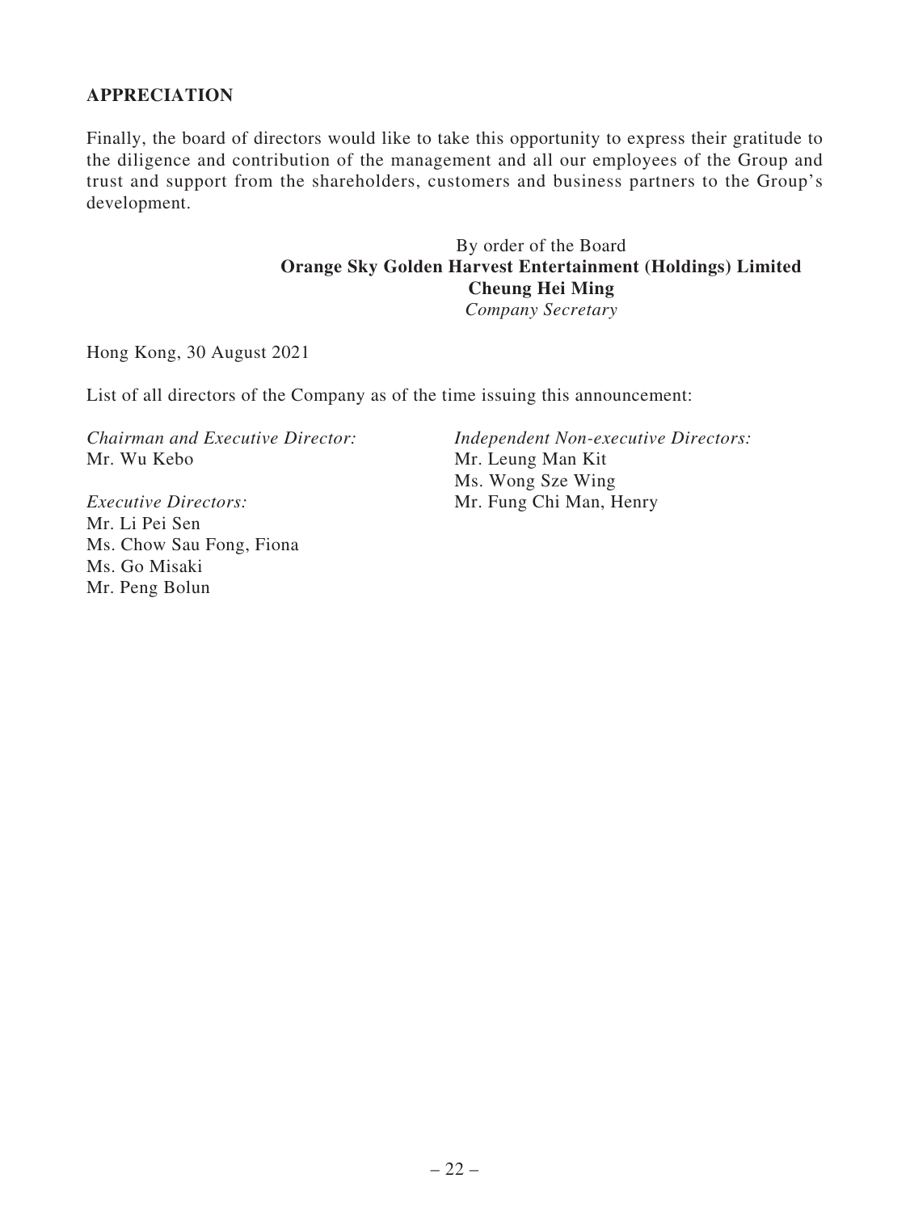## APPRECIATION

Finally, the board of directors would like to take this opportunity to express their gratitude to the diligence and contribution of the management and all our employees of the Group and trust and support from the shareholders, customers and business partners to the Group's development.

By order of the Board
**Orange Sky Golden Harvest Entertainment (Holdings) Limited**
**Cheung Hei Ming**
*Company Secretary*

Hong Kong, 30 August 2021

List of all directors of the Company as of the time issuing this announcement:

*Chairman and Executive Director:*
Mr. Wu Kebo

*Executive Directors:*
Mr. Li Pei Sen
Ms. Chow Sau Fong, Fiona
Ms. Go Misaki
Mr. Peng Bolun

*Independent Non-executive Directors:*
Mr. Leung Man Kit
Ms. Wong Sze Wing
Mr. Fung Chi Man, Henry